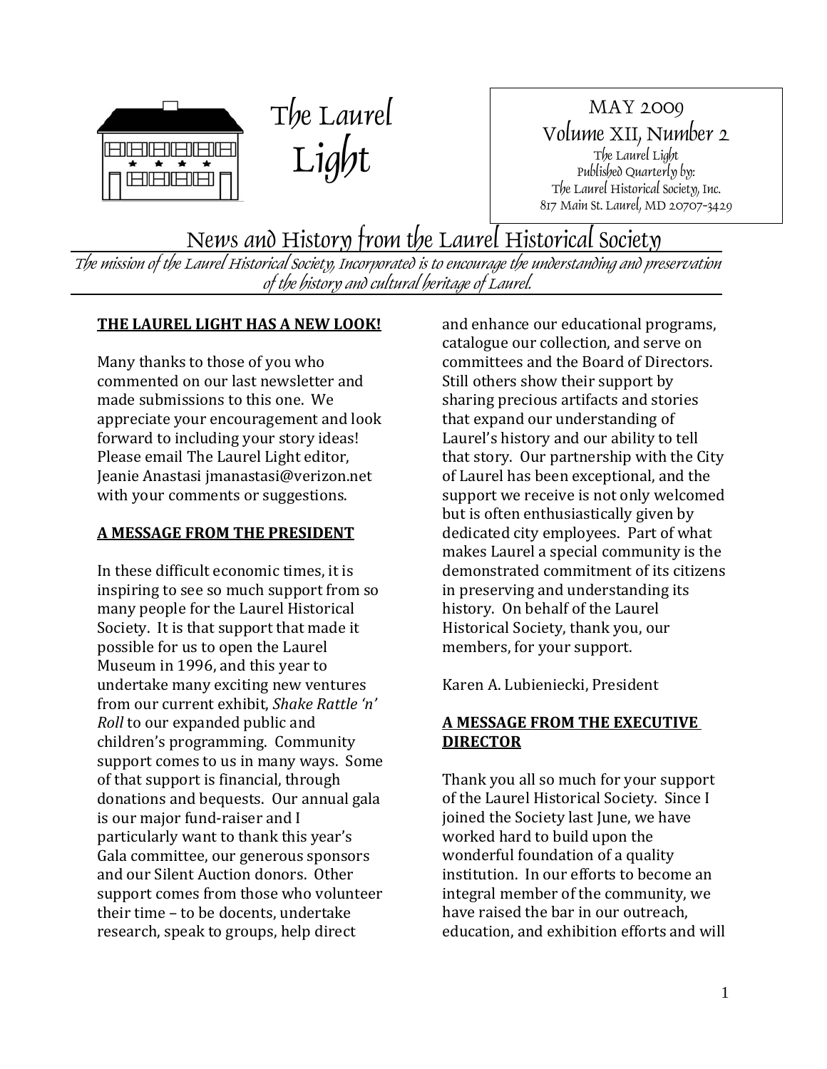# The Laurel Light

MAY 2009
Volume XII, Number 2
The Laurel Light
Published Quarterly by:
The Laurel Historical Society, Inc.
817 Main St. Laurel, MD 20707-3429

## News and History from the Laurel Historical Society

*The mission of the Laurel Historical Society, Incorporated is to encourage the understanding and preservation of the history and cultural heritage of Laurel.*

### THE LAUREL LIGHT HAS A NEW LOOK!

Many thanks to those of you who commented on our last newsletter and made submissions to this one. We appreciate your encouragement and look forward to including your story ideas! Please email The Laurel Light editor, Jeanie Anastasi jmanastasi@verizon.net with your comments or suggestions.

### A MESSAGE FROM THE PRESIDENT

In these difficult economic times, it is inspiring to see so much support from so many people for the Laurel Historical Society. It is that support that made it possible for us to open the Laurel Museum in 1996, and this year to undertake many exciting new ventures from our current exhibit, *Shake Rattle 'n' Roll* to our expanded public and children's programming. Community support comes to us in many ways. Some of that support is financial, through donations and bequests. Our annual gala is our major fund-raiser and I particularly want to thank this year's Gala committee, our generous sponsors and our Silent Auction donors. Other support comes from those who volunteer their time – to be docents, undertake research, speak to groups, help direct and enhance our educational programs, catalogue our collection, and serve on committees and the Board of Directors. Still others show their support by sharing precious artifacts and stories that expand our understanding of Laurel's history and our ability to tell that story. Our partnership with the City of Laurel has been exceptional, and the support we receive is not only welcomed but is often enthusiastically given by dedicated city employees. Part of what makes Laurel a special community is the demonstrated commitment of its citizens in preserving and understanding its history. On behalf of the Laurel Historical Society, thank you, our members, for your support.

Karen A. Lubieniecki, President

### A MESSAGE FROM THE EXECUTIVE DIRECTOR

Thank you all so much for your support of the Laurel Historical Society. Since I joined the Society last June, we have worked hard to build upon the wonderful foundation of a quality institution. In our efforts to become an integral member of the community, we have raised the bar in our outreach, education, and exhibition efforts and will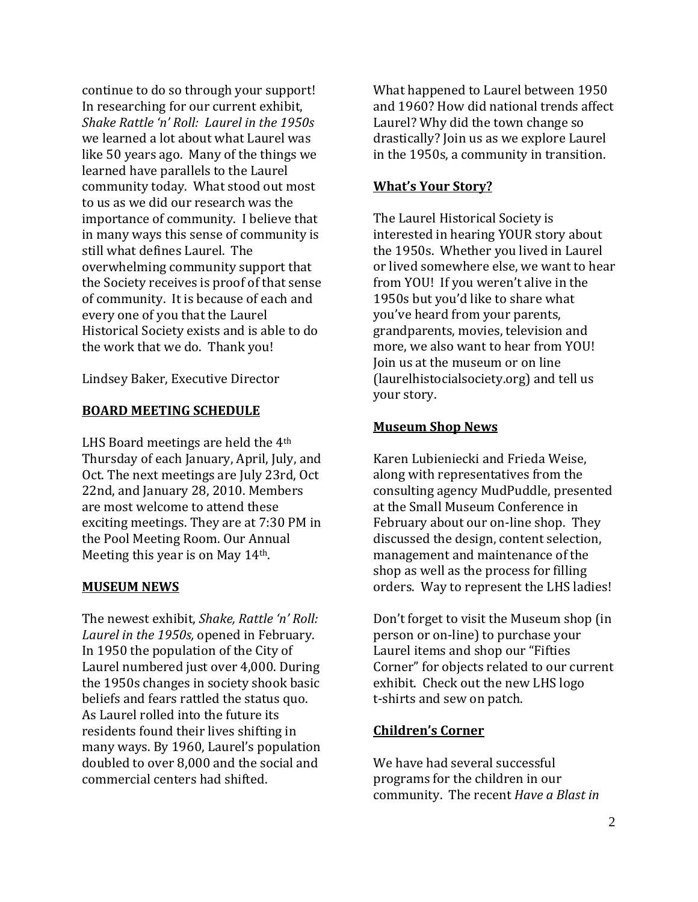continue to do so through your support! In researching for our current exhibit, *Shake Rattle 'n' Roll: Laurel in the 1950s* we learned a lot about what Laurel was like 50 years ago. Many of the things we learned have parallels to the Laurel community today. What stood out most to us as we did our research was the importance of community. I believe that in many ways this sense of community is still what defines Laurel. The overwhelming community support that the Society receives is proof of that sense of community. It is because of each and every one of you that the Laurel Historical Society exists and is able to do the work that we do. Thank you!

Lindsey Baker, Executive Director

**BOARD MEETING SCHEDULE**

LHS Board meetings are held the 4th Thursday of each January, April, July, and Oct. The next meetings are July 23rd, Oct 22nd, and January 28, 2010. Members are most welcome to attend these exciting meetings. They are at 7:30 PM in the Pool Meeting Room. Our Annual Meeting this year is on May 14th.

**MUSEUM NEWS**

The newest exhibit, *Shake, Rattle 'n' Roll: Laurel in the 1950s,* opened in February. In 1950 the population of the City of Laurel numbered just over 4,000. During the 1950s changes in society shook basic beliefs and fears rattled the status quo. As Laurel rolled into the future its residents found their lives shifting in many ways. By 1960, Laurel's population doubled to over 8,000 and the social and commercial centers had shifted.

What happened to Laurel between 1950 and 1960? How did national trends affect Laurel? Why did the town change so drastically? Join us as we explore Laurel in the 1950s, a community in transition.

**What's Your Story?**

The Laurel Historical Society is interested in hearing YOUR story about the 1950s. Whether you lived in Laurel or lived somewhere else, we want to hear from YOU! If you weren't alive in the 1950s but you'd like to share what you've heard from your parents, grandparents, movies, television and more, we also want to hear from YOU! Join us at the museum or on line (laurelhistocialsociety.org) and tell us your story.

**Museum Shop News**

Karen Lubieniecki and Frieda Weise, along with representatives from the consulting agency MudPuddle, presented at the Small Museum Conference in February about our on-line shop. They discussed the design, content selection, management and maintenance of the shop as well as the process for filling orders. Way to represent the LHS ladies!

Don't forget to visit the Museum shop (in person or on-line) to purchase your Laurel items and shop our "Fifties Corner" for objects related to our current exhibit. Check out the new LHS logo t-shirts and sew on patch.

**Children's Corner**

We have had several successful programs for the children in our community. The recent *Have a Blast in*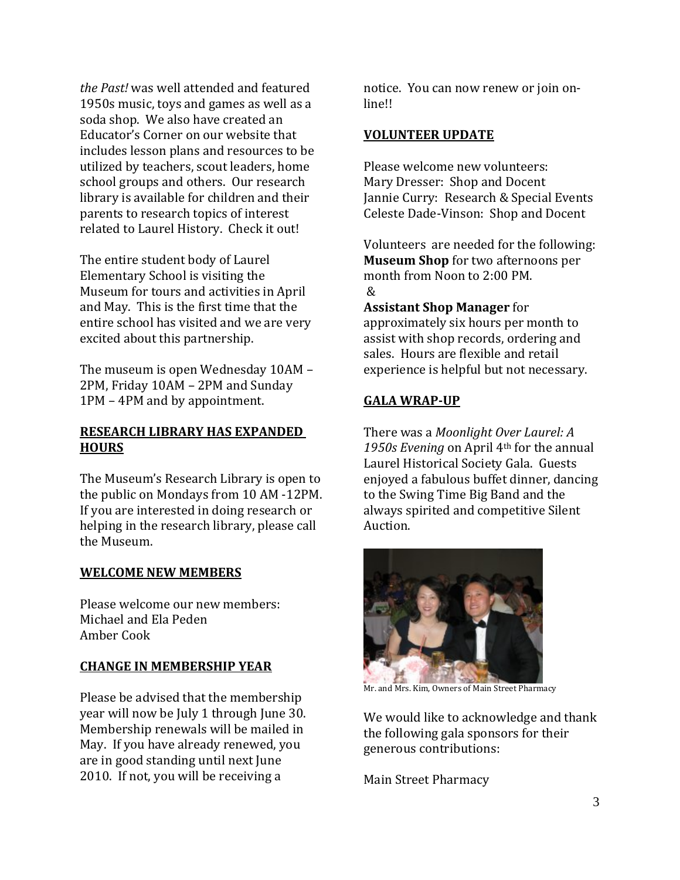*the Past!* was well attended and featured 1950s music, toys and games as well as a soda shop. We also have created an Educator's Corner on our website that includes lesson plans and resources to be utilized by teachers, scout leaders, home school groups and others. Our research library is available for children and their parents to research topics of interest related to Laurel History. Check it out!

The entire student body of Laurel Elementary School is visiting the Museum for tours and activities in April and May. This is the first time that the entire school has visited and we are very excited about this partnership.

The museum is open Wednesday 10AM – 2PM, Friday 10AM – 2PM and Sunday 1PM – 4PM and by appointment.

## RESEARCH LIBRARY HAS EXPANDED HOURS

The Museum's Research Library is open to the public on Mondays from 10 AM -12PM. If you are interested in doing research or helping in the research library, please call the Museum.

## WELCOME NEW MEMBERS

Please welcome our new members:
Michael and Ela Peden
Amber Cook

## CHANGE IN MEMBERSHIP YEAR

Please be advised that the membership year will now be July 1 through June 30. Membership renewals will be mailed in May. If you have already renewed, you are in good standing until next June 2010. If not, you will be receiving a notice. You can now renew or join on-line!!

## VOLUNTEER UPDATE

Please welcome new volunteers:
Mary Dresser: Shop and Docent
Jannie Curry: Research & Special Events
Celeste Dade-Vinson: Shop and Docent

Volunteers are needed for the following:
**Museum Shop** for two afternoons per month from Noon to 2:00 PM.
&
**Assistant Shop Manager** for approximately six hours per month to assist with shop records, ordering and sales. Hours are flexible and retail experience is helpful but not necessary.

## GALA WRAP-UP

There was a *Moonlight Over Laurel: A 1950s Evening* on April 4th for the annual Laurel Historical Society Gala. Guests enjoyed a fabulous buffet dinner, dancing to the Swing Time Big Band and the always spirited and competitive Silent Auction.

Mr. and Mrs. Kim, Owners of Main Street Pharmacy

We would like to acknowledge and thank the following gala sponsors for their generous contributions:

Main Street Pharmacy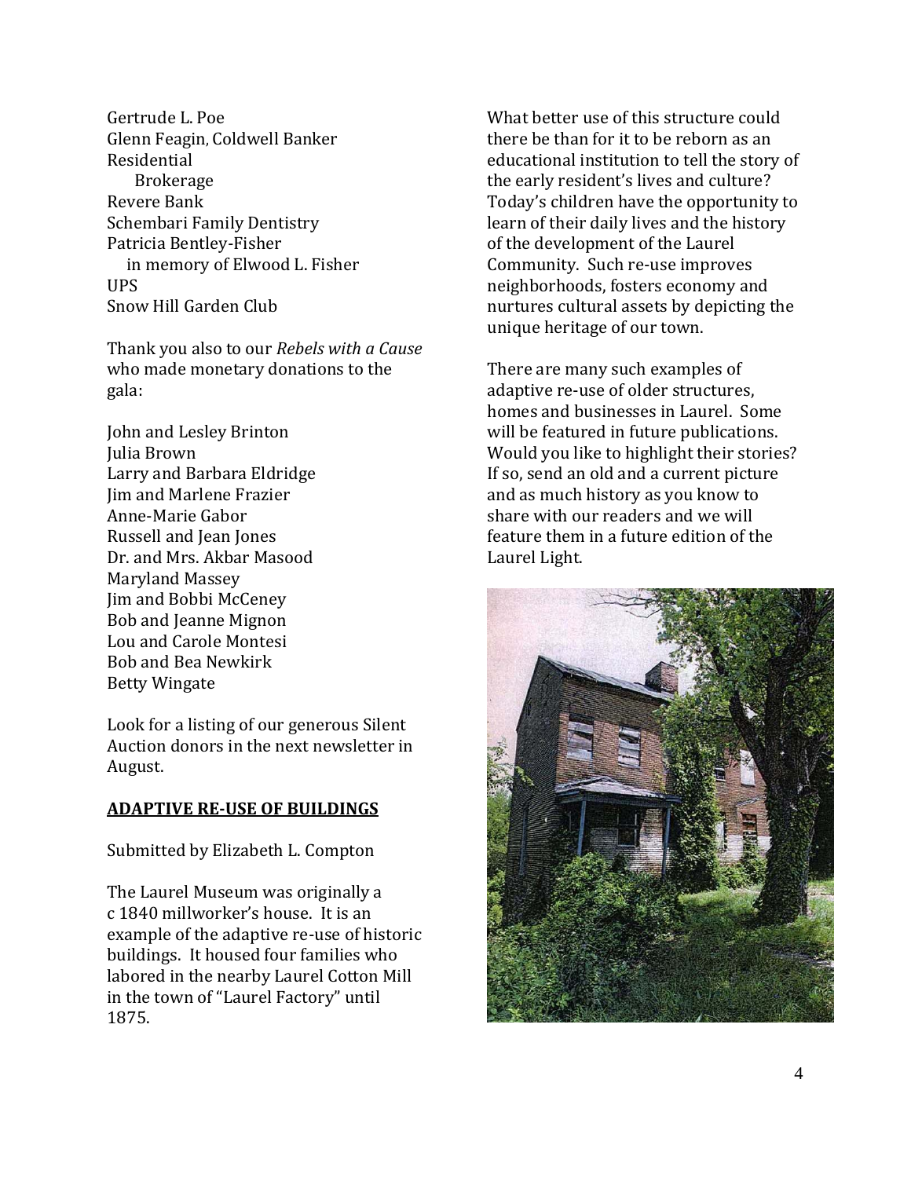Gertrude L. Poe
Glenn Feagin, Coldwell Banker Residential Brokerage
Revere Bank
Schembari Family Dentistry
Patricia Bentley-Fisher in memory of Elwood L. Fisher
UPS
Snow Hill Garden Club

Thank you also to our *Rebels with a Cause* who made monetary donations to the gala:

John and Lesley Brinton
Julia Brown
Larry and Barbara Eldridge
Jim and Marlene Frazier
Anne-Marie Gabor
Russell and Jean Jones
Dr. and Mrs. Akbar Masood
Maryland Massey
Jim and Bobbi McCeney
Bob and Jeanne Mignon
Lou and Carole Montesi
Bob and Bea Newkirk
Betty Wingate

Look for a listing of our generous Silent Auction donors in the next newsletter in August.

## ADAPTIVE RE-USE OF BUILDINGS

Submitted by Elizabeth L. Compton

The Laurel Museum was originally a c 1840 millworker's house. It is an example of the adaptive re-use of historic buildings. It housed four families who labored in the nearby Laurel Cotton Mill in the town of "Laurel Factory" until 1875.

What better use of this structure could there be than for it to be reborn as an educational institution to tell the story of the early resident's lives and culture? Today's children have the opportunity to learn of their daily lives and the history of the development of the Laurel Community. Such re-use improves neighborhoods, fosters economy and nurtures cultural assets by depicting the unique heritage of our town.

There are many such examples of adaptive re-use of older structures, homes and businesses in Laurel. Some will be featured in future publications. Would you like to highlight their stories? If so, send an old and a current picture and as much history as you know to share with our readers and we will feature them in a future edition of the Laurel Light.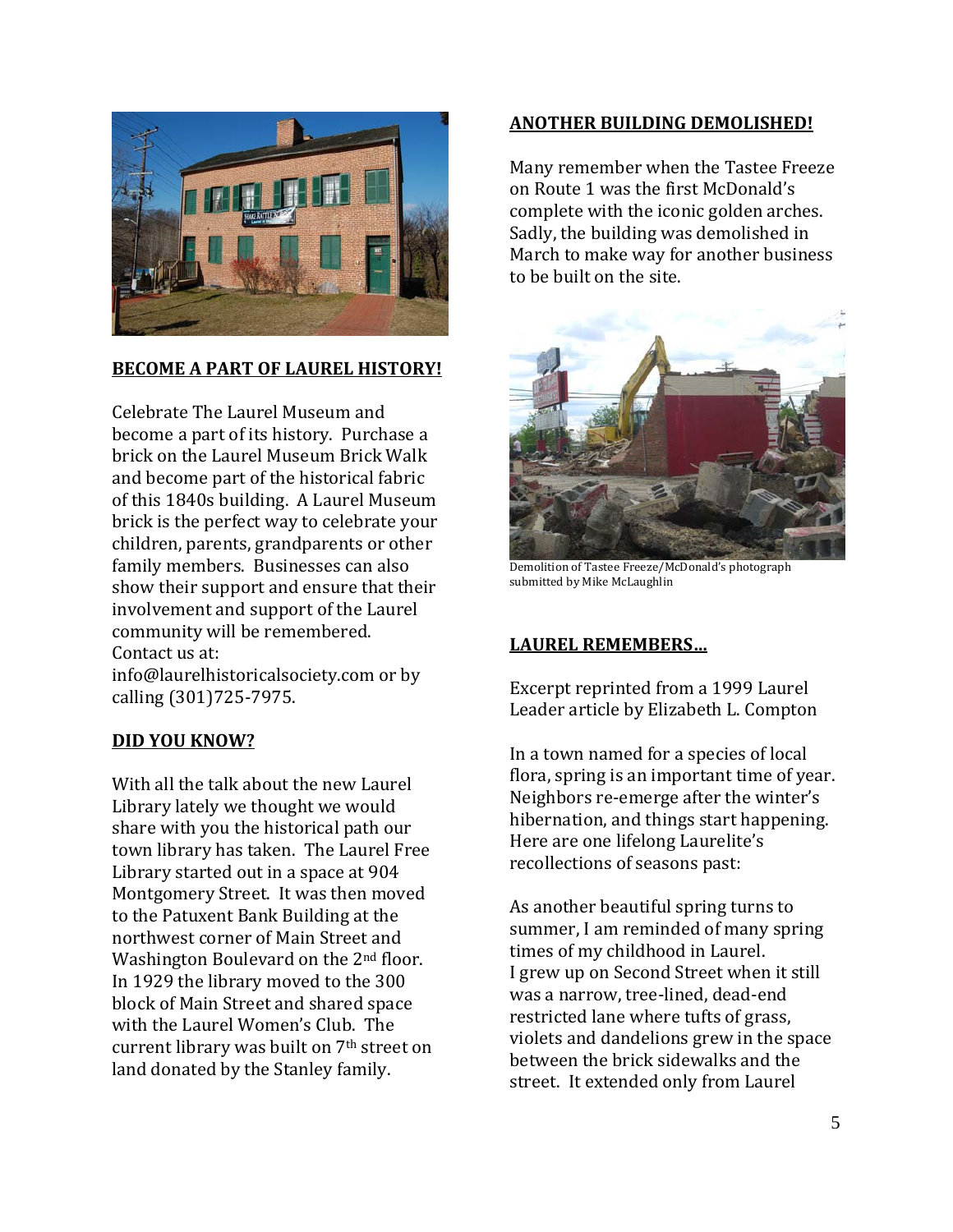## BECOME A PART OF LAUREL HISTORY!

Celebrate The Laurel Museum and become a part of its history. Purchase a brick on the Laurel Museum Brick Walk and become part of the historical fabric of this 1840s building. A Laurel Museum brick is the perfect way to celebrate your children, parents, grandparents or other family members. Businesses can also show their support and ensure that their involvement and support of the Laurel community will be remembered. Contact us at: info@laurelhistoricalsociety.com or by calling (301)725-7975.

## DID YOU KNOW?

With all the talk about the new Laurel Library lately we thought we would share with you the historical path our town library has taken. The Laurel Free Library started out in a space at 904 Montgomery Street. It was then moved to the Patuxent Bank Building at the northwest corner of Main Street and Washington Boulevard on the 2nd floor. In 1929 the library moved to the 300 block of Main Street and shared space with the Laurel Women's Club. The current library was built on 7th street on land donated by the Stanley family.

## ANOTHER BUILDING DEMOLISHED!

Many remember when the Tastee Freeze on Route 1 was the first McDonald's complete with the iconic golden arches. Sadly, the building was demolished in March to make way for another business to be built on the site.

Demolition of Tastee Freeze/McDonald's photograph submitted by Mike McLaughlin

## LAUREL REMEMBERS…

Excerpt reprinted from a 1999 Laurel Leader article by Elizabeth L. Compton

In a town named for a species of local flora, spring is an important time of year. Neighbors re-emerge after the winter's hibernation, and things start happening. Here are one lifelong Laurelite's recollections of seasons past:

As another beautiful spring turns to summer, I am reminded of many spring times of my childhood in Laurel.
I grew up on Second Street when it still was a narrow, tree-lined, dead-end restricted lane where tufts of grass, violets and dandelions grew in the space between the brick sidewalks and the street. It extended only from Laurel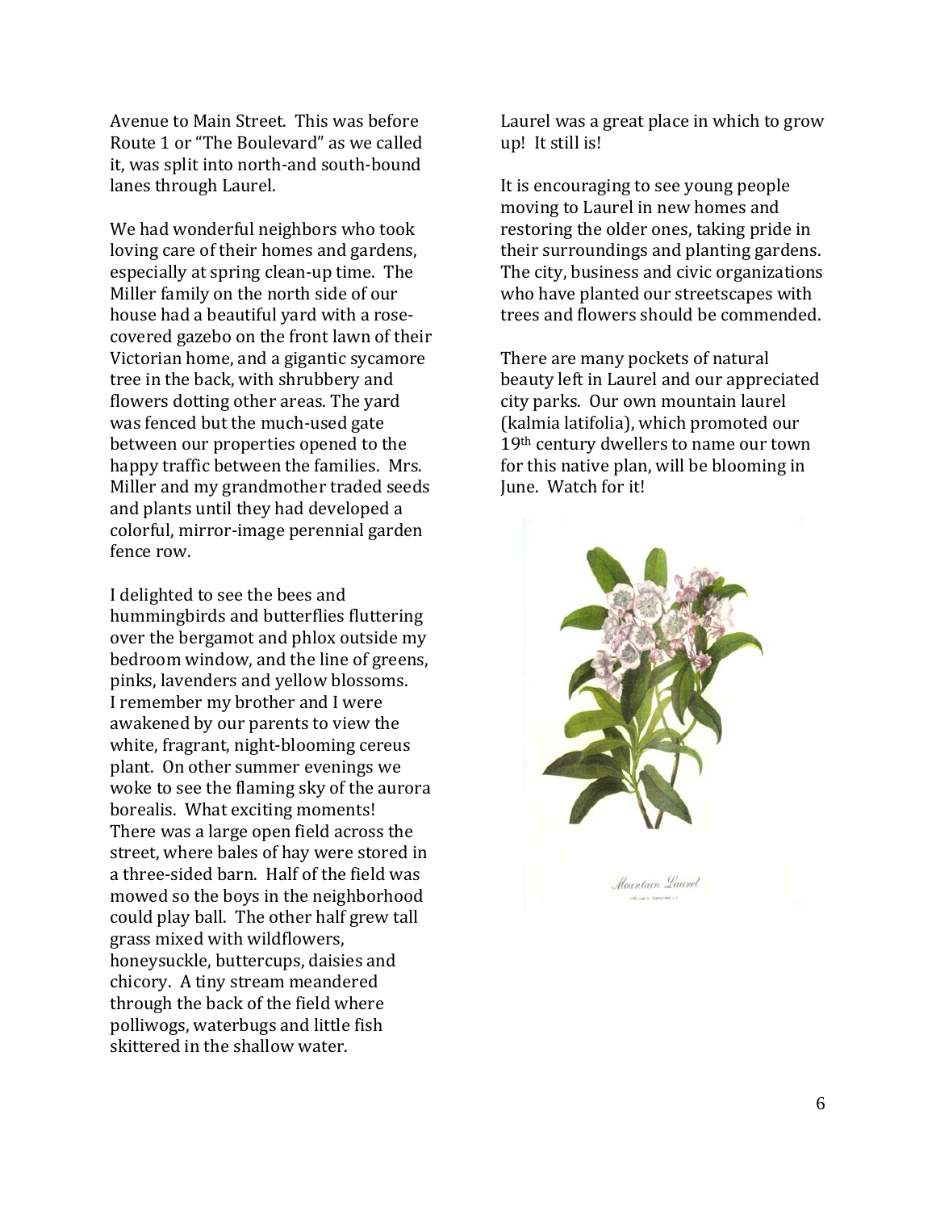Avenue to Main Street. This was before Route 1 or "The Boulevard" as we called it, was split into north-and south-bound lanes through Laurel.

We had wonderful neighbors who took loving care of their homes and gardens, especially at spring clean-up time. The Miller family on the north side of our house had a beautiful yard with a rose-covered gazebo on the front lawn of their Victorian home, and a gigantic sycamore tree in the back, with shrubbery and flowers dotting other areas. The yard was fenced but the much-used gate between our properties opened to the happy traffic between the families. Mrs. Miller and my grandmother traded seeds and plants until they had developed a colorful, mirror-image perennial garden fence row.

I delighted to see the bees and hummingbirds and butterflies fluttering over the bergamot and phlox outside my bedroom window, and the line of greens, pinks, lavenders and yellow blossoms. I remember my brother and I were awakened by our parents to view the white, fragrant, night-blooming cereus plant. On other summer evenings we woke to see the flaming sky of the aurora borealis. What exciting moments! There was a large open field across the street, where bales of hay were stored in a three-sided barn. Half of the field was mowed so the boys in the neighborhood could play ball. The other half grew tall grass mixed with wildflowers, honeysuckle, buttercups, daisies and chicory. A tiny stream meandered through the back of the field where polliwogs, waterbugs and little fish skittered in the shallow water.

Laurel was a great place in which to grow up! It still is!

It is encouraging to see young people moving to Laurel in new homes and restoring the older ones, taking pride in their surroundings and planting gardens. The city, business and civic organizations who have planted our streetscapes with trees and flowers should be commended.

There are many pockets of natural beauty left in Laurel and our appreciated city parks. Our own mountain laurel (kalmia latifolia), which promoted our 19th century dwellers to name our town for this native plan, will be blooming in June. Watch for it!

Mountain Laurel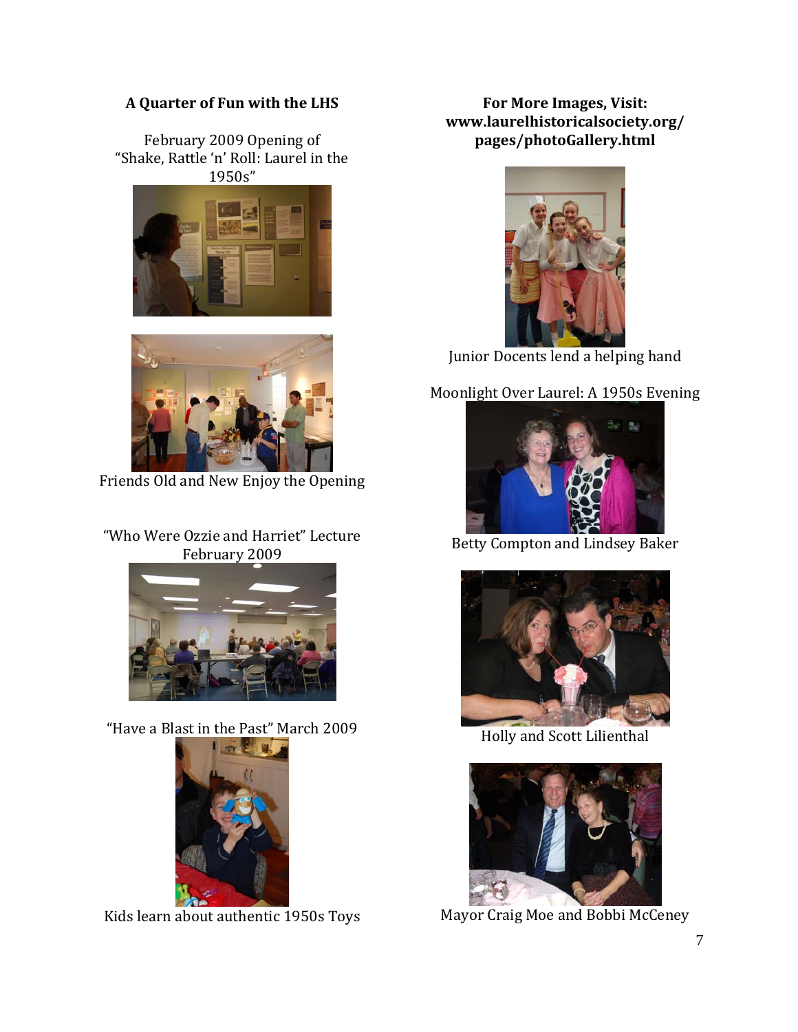**A Quarter of Fun with the LHS**

February 2009 Opening of "Shake, Rattle 'n' Roll: Laurel in the 1950s"

Friends Old and New Enjoy the Opening

"Who Were Ozzie and Harriet" Lecture February 2009

"Have a Blast in the Past" March 2009

Kids learn about authentic 1950s Toys

**For More Images, Visit: www.laurelhistoricalsociety.org/pages/photoGallery.html**

Junior Docents lend a helping hand

Moonlight Over Laurel: A 1950s Evening

Betty Compton and Lindsey Baker

Holly and Scott Lilienthal

Mayor Craig Moe and Bobbi McCeney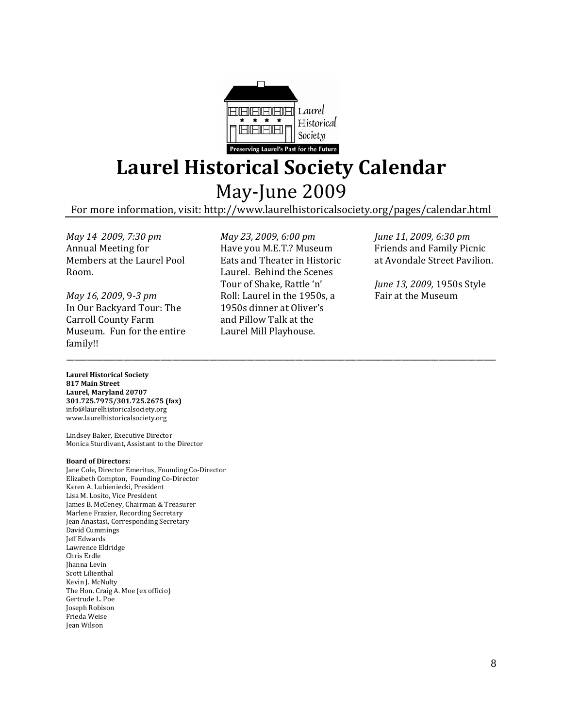Laurel Historical Society

Preserving Laurel's Past for the Future

# Laurel Historical Society Calendar

## May-June 2009

For more information, visit: http://www.laurelhistoricalsociety.org/pages/calendar.html

*May 14 2009, 7:30 pm*
Annual Meeting for Members at the Laurel Pool Room.

*May 16, 2009*, 9-*3 pm*
In Our Backyard Tour: The Carroll County Farm Museum. Fun for the entire family!!

*May 23, 2009, 6:00 pm*
Have you M.E.T.? Museum Eats and Theater in Historic Laurel. Behind the Scenes Tour of Shake, Rattle 'n' Roll: Laurel in the 1950s, a 1950s dinner at Oliver's and Pillow Talk at the Laurel Mill Playhouse.

*June 11, 2009, 6:30 pm*
Friends and Family Picnic at Avondale Street Pavilion.

*June 13, 2009,* 1950s Style Fair at the Museum

---

**Laurel Historical Society**
**817 Main Street**
**Laurel, Maryland 20707**
**301.725.7975/301.725.2675 (fax)**
info@laurelhistoricalsociety.org
www.laurelhistoricalsociety.org

Lindsey Baker, Executive Director
Monica Sturdivant, Assistant to the Director

**Board of Directors:**
Jane Cole, Director Emeritus, Founding Co-Director
Elizabeth Compton, Founding Co-Director
Karen A. Lubieniecki, President
Lisa M. Losito, Vice President
James B. McCeney, Chairman & Treasurer
Marlene Frazier, Recording Secretary
Jean Anastasi, Corresponding Secretary
David Cummings
Jeff Edwards
Lawrence Eldridge
Chris Erdle
Jhanna Levin
Scott Lilienthal
Kevin J. McNulty
The Hon. Craig A. Moe (ex officio)
Gertrude L. Poe
Joseph Robison
Frieda Weise
Jean Wilson